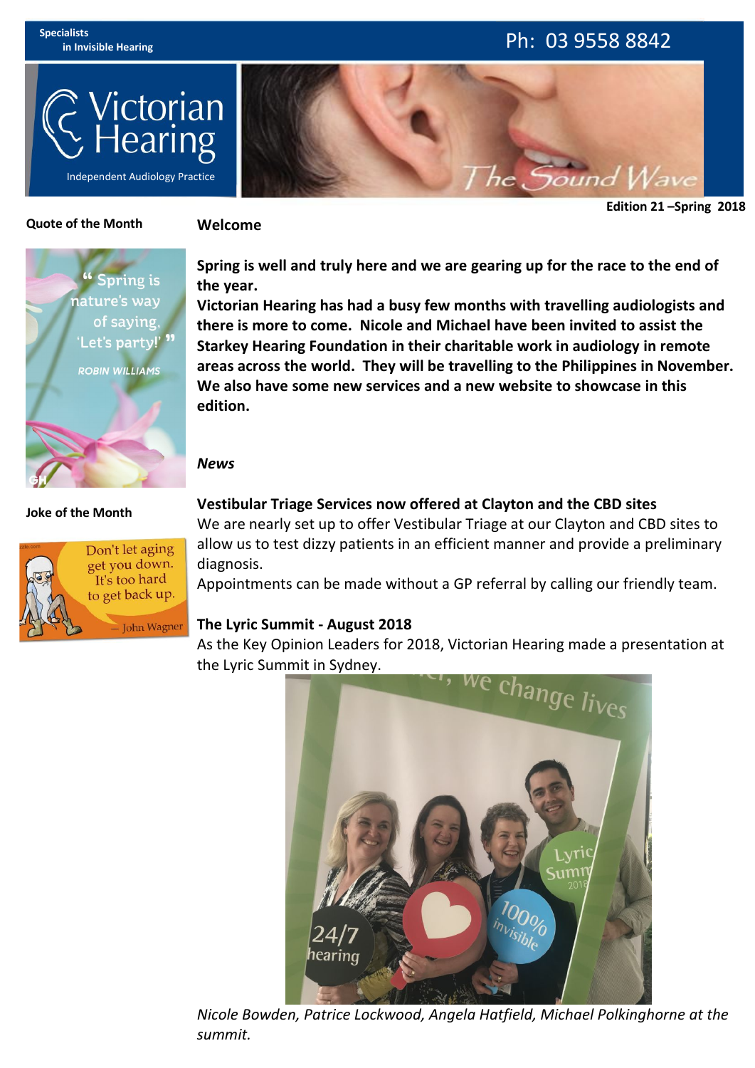Specialists in Invisible Hearing

Ph: 03 9558 8842

Victorian Hearing

Independent Audiology Practice

The Sound Wave

**Edition 21 –Spring 2018**

**Quote of the Month**

"Spring is nature's way of saying, 'Let's party!'"

ROBIN WILLIAMS

**Joke of the Month**

Don't let aging get you down. It's too hard to get back up.

— John Wagner

## Welcome

**Spring is well and truly here and we are gearing up for the race to the end of the year.**

**Victorian Hearing has had a busy few months with travelling audiologists and there is more to come. Nicole and Michael have been invited to assist the Starkey Hearing Foundation in their charitable work in audiology in remote areas across the world. They will be travelling to the Philippines in November. We also have some new services and a new website to showcase in this edition.**

## *News*

### Vestibular Triage Services now offered at Clayton and the CBD sites

We are nearly set up to offer Vestibular Triage at our Clayton and CBD sites to allow us to test dizzy patients in an efficient manner and provide a preliminary diagnosis.

Appointments can be made without a GP referral by calling our friendly team.

### The Lyric Summit - August 2018

As the Key Opinion Leaders for 2018, Victorian Hearing made a presentation at the Lyric Summit in Sydney.

*Nicole Bowden, Patrice Lockwood, Angela Hatfield, Michael Polkinghorne at the summit.*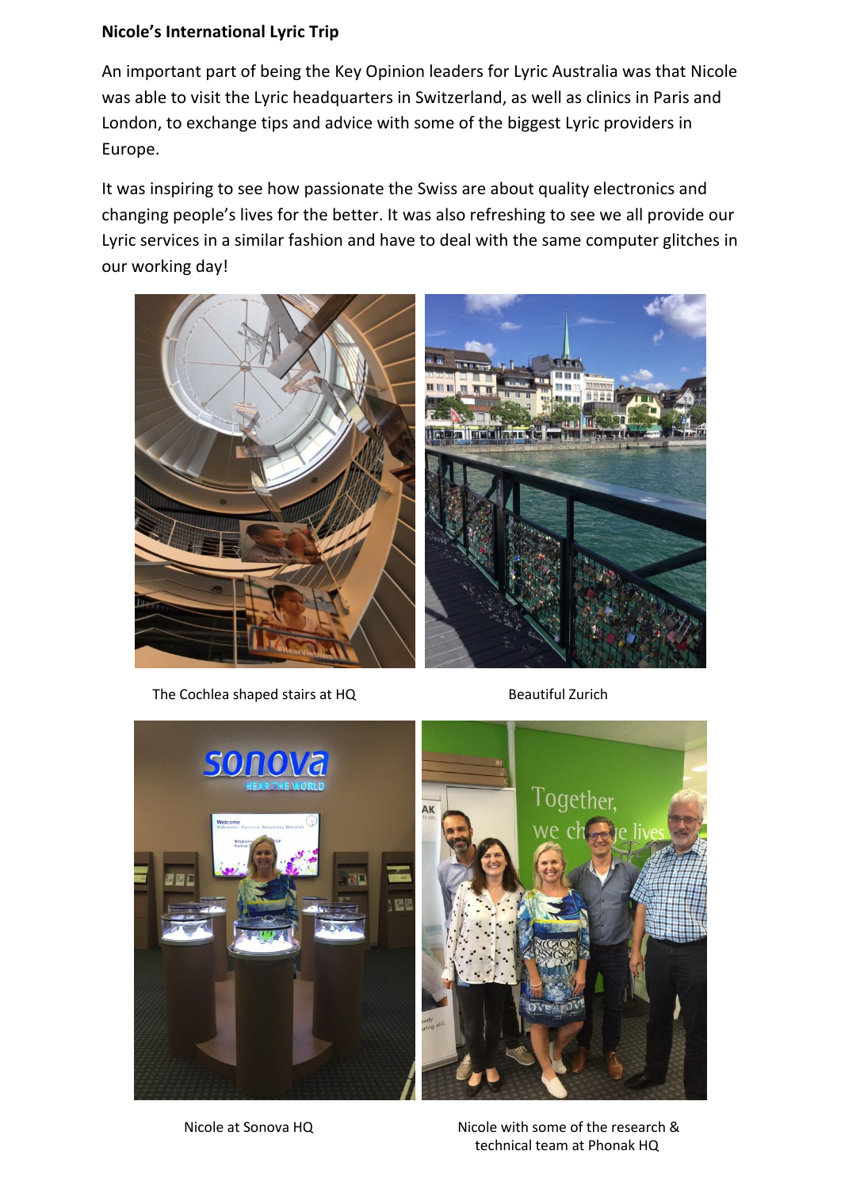**Nicole's International Lyric Trip**

An important part of being the Key Opinion leaders for Lyric Australia was that Nicole was able to visit the Lyric headquarters in Switzerland, as well as clinics in Paris and London, to exchange tips and advice with some of the biggest Lyric providers in Europe.

It was inspiring to see how passionate the Swiss are about quality electronics and changing people's lives for the better. It was also refreshing to see we all provide our Lyric services in a similar fashion and have to deal with the same computer glitches in our working day!

The Cochlea shaped stairs at HQ

Beautiful Zurich

Nicole at Sonova HQ

Nicole with some of the research & technical team at Phonak HQ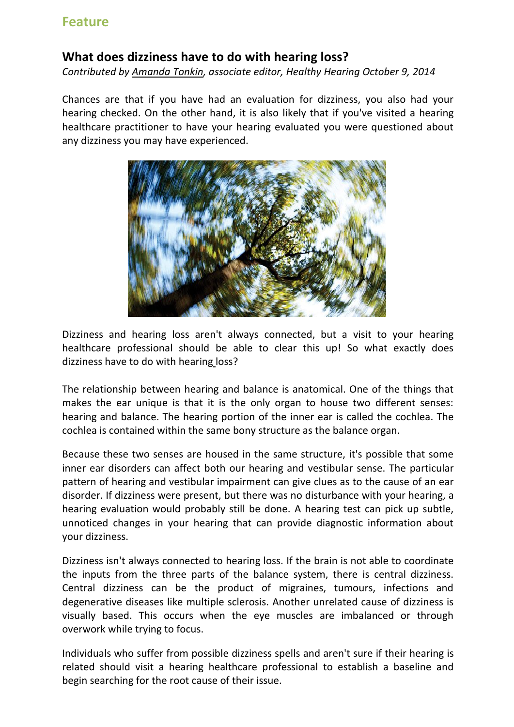## Feature

### What does dizziness have to do with hearing loss?

*Contributed by Amanda Tonkin, associate editor, Healthy Hearing October 9, 2014*

Chances are that if you have had an evaluation for dizziness, you also had your hearing checked. On the other hand, it is also likely that if you've visited a hearing healthcare practitioner to have your hearing evaluated you were questioned about any dizziness you may have experienced.

Dizziness and hearing loss aren't always connected, but a visit to your hearing healthcare professional should be able to clear this up! So what exactly does dizziness have to do with hearing loss?

The relationship between hearing and balance is anatomical. One of the things that makes the ear unique is that it is the only organ to house two different senses: hearing and balance. The hearing portion of the inner ear is called the cochlea. The cochlea is contained within the same bony structure as the balance organ.

Because these two senses are housed in the same structure, it's possible that some inner ear disorders can affect both our hearing and vestibular sense. The particular pattern of hearing and vestibular impairment can give clues as to the cause of an ear disorder. If dizziness were present, but there was no disturbance with your hearing, a hearing evaluation would probably still be done. A hearing test can pick up subtle, unnoticed changes in your hearing that can provide diagnostic information about your dizziness.

Dizziness isn't always connected to hearing loss. If the brain is not able to coordinate the inputs from the three parts of the balance system, there is central dizziness. Central dizziness can be the product of migraines, tumours, infections and degenerative diseases like multiple sclerosis. Another unrelated cause of dizziness is visually based. This occurs when the eye muscles are imbalanced or through overwork while trying to focus.

Individuals who suffer from possible dizziness spells and aren't sure if their hearing is related should visit a hearing healthcare professional to establish a baseline and begin searching for the root cause of their issue.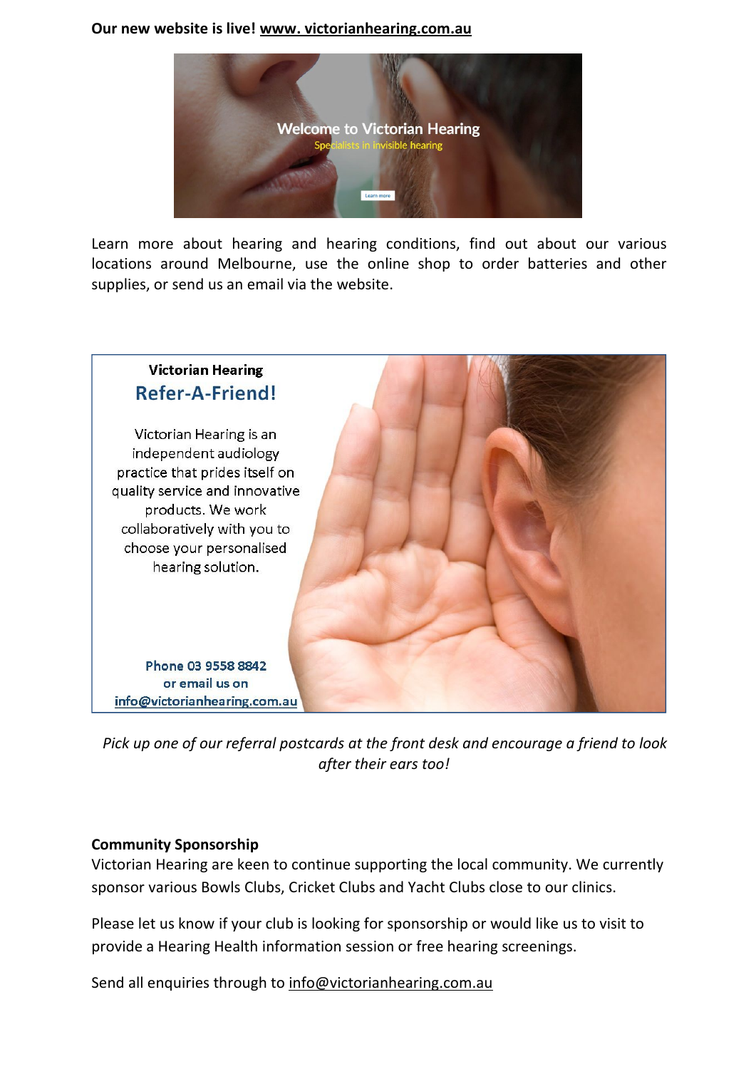**Our new website is live! www. victorianhearing.com.au**

Welcome to Victorian Hearing

Specialists in invisible hearing

Learn more

Learn more about hearing and hearing conditions, find out about our various locations around Melbourne, use the online shop to order batteries and other supplies, or send us an email via the website.

**Victorian Hearing**

**Refer-A-Friend!**

Victorian Hearing is an independent audiology practice that prides itself on quality service and innovative products. We work collaboratively with you to choose your personalised hearing solution.

Phone 03 9558 8842
or email us on
info@victorianhearing.com.au

*Pick up one of our referral postcards at the front desk and encourage a friend to look after their ears too!*

**Community Sponsorship**

Victorian Hearing are keen to continue supporting the local community. We currently sponsor various Bowls Clubs, Cricket Clubs and Yacht Clubs close to our clinics.

Please let us know if your club is looking for sponsorship or would like us to visit to provide a Hearing Health information session or free hearing screenings.

Send all enquiries through to info@victorianhearing.com.au